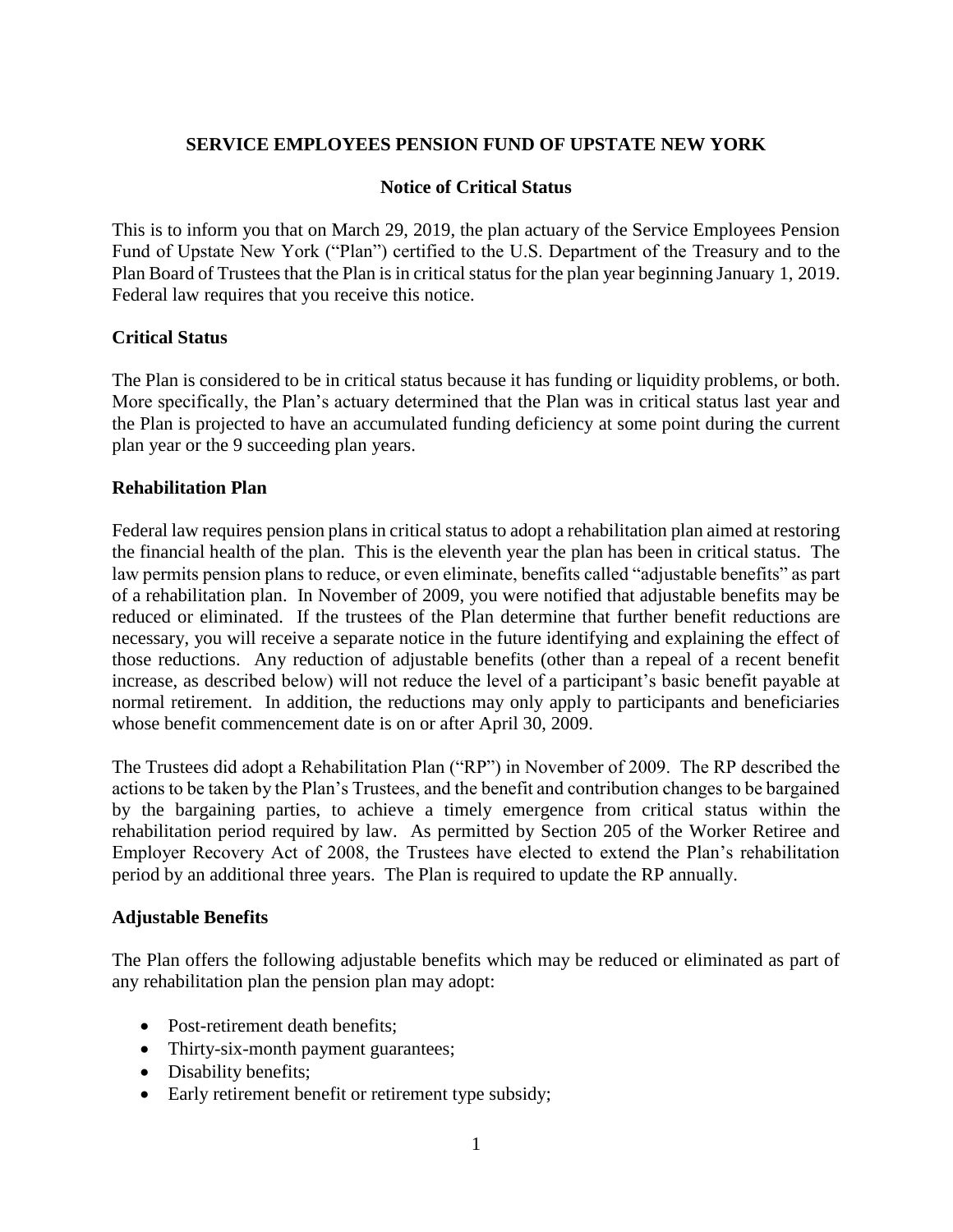# SERVICE EMPLOYEES PENSION FUND OF UPSTATE NEW YORK

## Notice of Critical Status

This is to inform you that on March 29, 2019, the plan actuary of the Service Employees Pension Fund of Upstate New York ("Plan") certified to the U.S. Department of the Treasury and to the Plan Board of Trustees that the Plan is in critical status for the plan year beginning January 1, 2019. Federal law requires that you receive this notice.

### Critical Status

The Plan is considered to be in critical status because it has funding or liquidity problems, or both. More specifically, the Plan's actuary determined that the Plan was in critical status last year and the Plan is projected to have an accumulated funding deficiency at some point during the current plan year or the 9 succeeding plan years.

### Rehabilitation Plan

Federal law requires pension plans in critical status to adopt a rehabilitation plan aimed at restoring the financial health of the plan. This is the eleventh year the plan has been in critical status. The law permits pension plans to reduce, or even eliminate, benefits called "adjustable benefits" as part of a rehabilitation plan. In November of 2009, you were notified that adjustable benefits may be reduced or eliminated. If the trustees of the Plan determine that further benefit reductions are necessary, you will receive a separate notice in the future identifying and explaining the effect of those reductions. Any reduction of adjustable benefits (other than a repeal of a recent benefit increase, as described below) will not reduce the level of a participant's basic benefit payable at normal retirement. In addition, the reductions may only apply to participants and beneficiaries whose benefit commencement date is on or after April 30, 2009.

The Trustees did adopt a Rehabilitation Plan ("RP") in November of 2009. The RP described the actions to be taken by the Plan's Trustees, and the benefit and contribution changes to be bargained by the bargaining parties, to achieve a timely emergence from critical status within the rehabilitation period required by law. As permitted by Section 205 of the Worker Retiree and Employer Recovery Act of 2008, the Trustees have elected to extend the Plan's rehabilitation period by an additional three years. The Plan is required to update the RP annually.

### Adjustable Benefits

The Plan offers the following adjustable benefits which may be reduced or eliminated as part of any rehabilitation plan the pension plan may adopt:

- Post-retirement death benefits;
- Thirty-six-month payment guarantees;
- Disability benefits;
- Early retirement benefit or retirement type subsidy;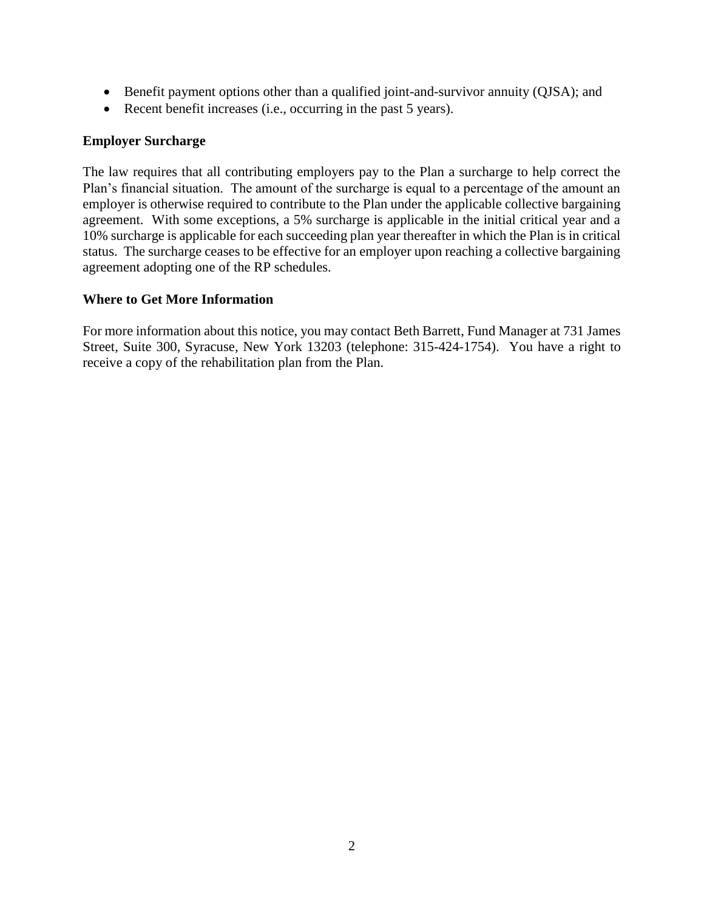- Benefit payment options other than a qualified joint-and-survivor annuity (QJSA); and
- Recent benefit increases (i.e., occurring in the past 5 years).

**Employer Surcharge**

The law requires that all contributing employers pay to the Plan a surcharge to help correct the Plan's financial situation. The amount of the surcharge is equal to a percentage of the amount an employer is otherwise required to contribute to the Plan under the applicable collective bargaining agreement. With some exceptions, a 5% surcharge is applicable in the initial critical year and a 10% surcharge is applicable for each succeeding plan year thereafter in which the Plan is in critical status. The surcharge ceases to be effective for an employer upon reaching a collective bargaining agreement adopting one of the RP schedules.

**Where to Get More Information**

For more information about this notice, you may contact Beth Barrett, Fund Manager at 731 James Street, Suite 300, Syracuse, New York 13203 (telephone: 315-424-1754). You have a right to receive a copy of the rehabilitation plan from the Plan.